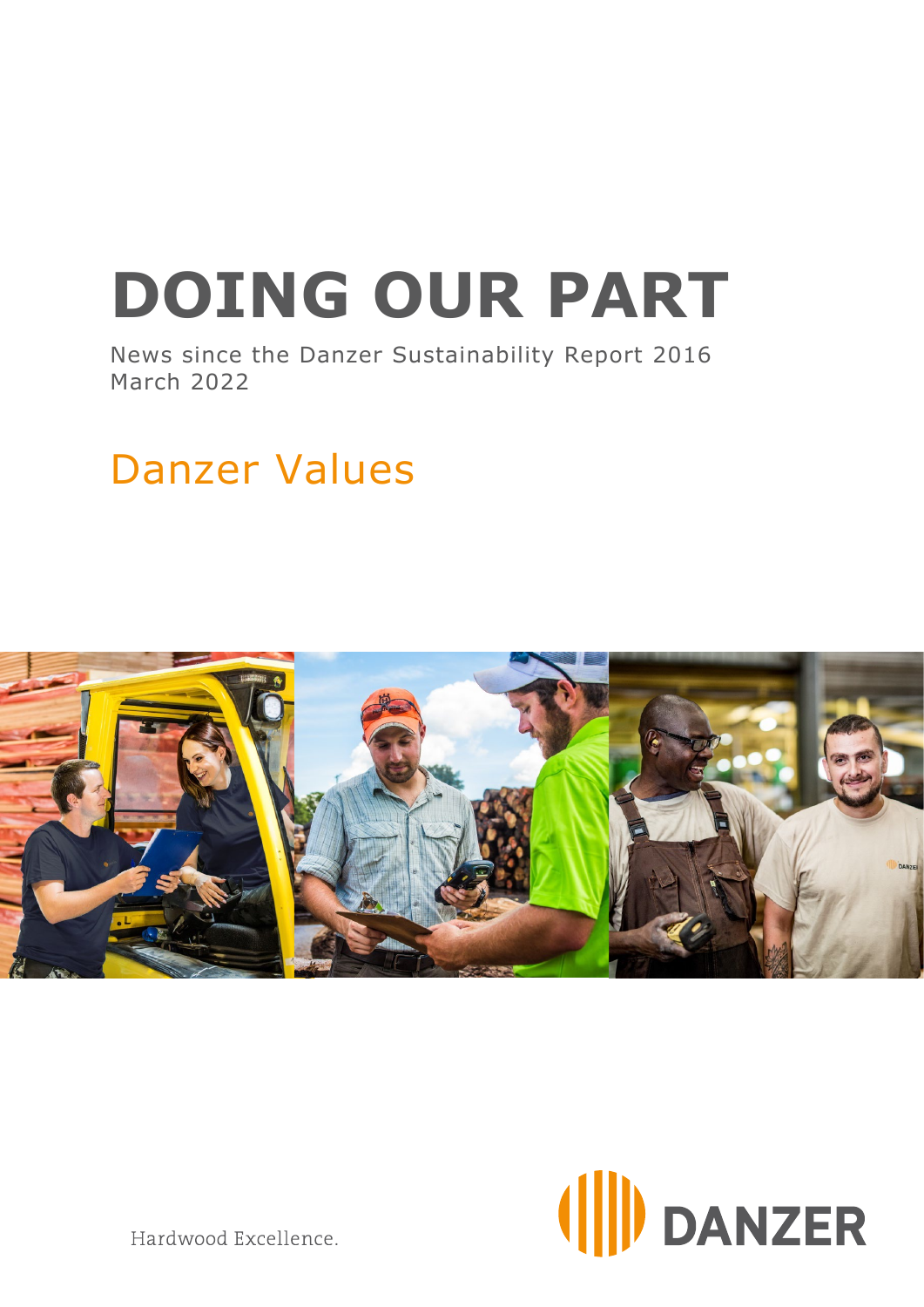# DOING OUR PART

News since the Danzer Sustainability Report 2016
March 2022

## Danzer Values

Hardwood Excellence.

DANZER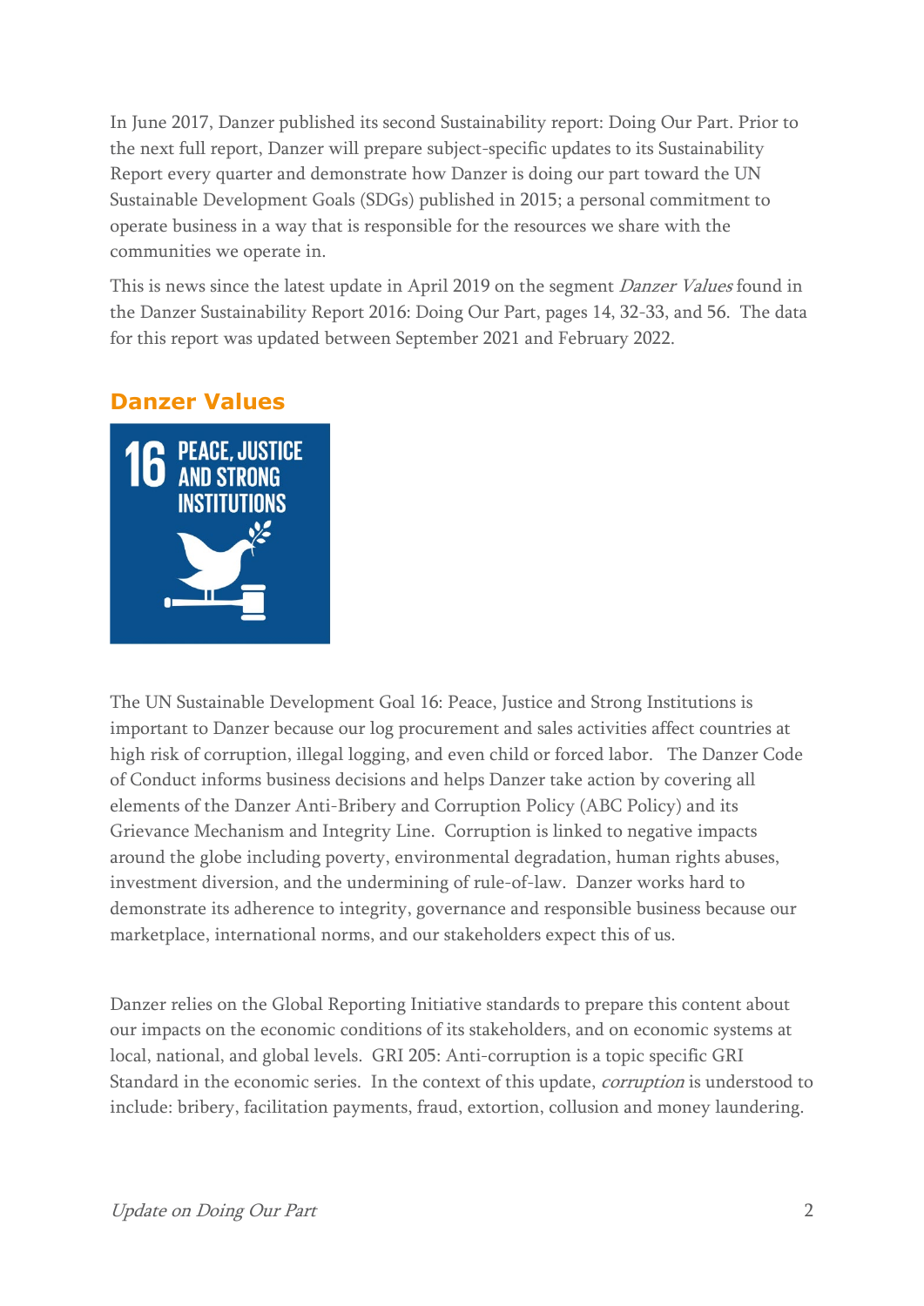In June 2017, Danzer published its second Sustainability report: Doing Our Part. Prior to the next full report, Danzer will prepare subject-specific updates to its Sustainability Report every quarter and demonstrate how Danzer is doing our part toward the UN Sustainable Development Goals (SDGs) published in 2015; a personal commitment to operate business in a way that is responsible for the resources we share with the communities we operate in.

This is news since the latest update in April 2019 on the segment *Danzer Values* found in the Danzer Sustainability Report 2016: Doing Our Part, pages 14, 32-33, and 56. The data for this report was updated between September 2021 and February 2022.

## Danzer Values

16 PEACE, JUSTICE AND STRONG INSTITUTIONS

The UN Sustainable Development Goal 16: Peace, Justice and Strong Institutions is important to Danzer because our log procurement and sales activities affect countries at high risk of corruption, illegal logging, and even child or forced labor. The Danzer Code of Conduct informs business decisions and helps Danzer take action by covering all elements of the Danzer Anti-Bribery and Corruption Policy (ABC Policy) and its Grievance Mechanism and Integrity Line. Corruption is linked to negative impacts around the globe including poverty, environmental degradation, human rights abuses, investment diversion, and the undermining of rule-of-law. Danzer works hard to demonstrate its adherence to integrity, governance and responsible business because our marketplace, international norms, and our stakeholders expect this of us.

Danzer relies on the Global Reporting Initiative standards to prepare this content about our impacts on the economic conditions of its stakeholders, and on economic systems at local, national, and global levels. GRI 205: Anti-corruption is a topic specific GRI Standard in the economic series. In the context of this update, *corruption* is understood to include: bribery, facilitation payments, fraud, extortion, collusion and money laundering.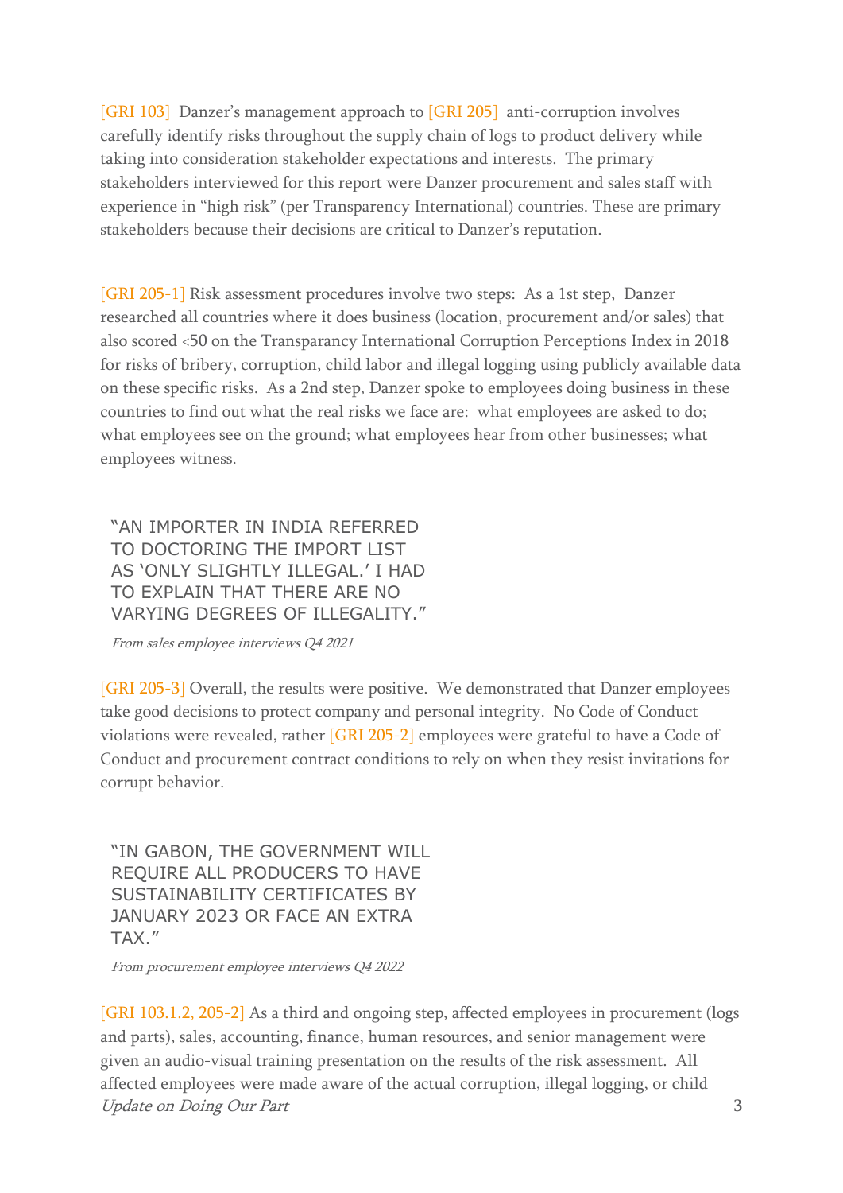[GRI 103] Danzer's management approach to [GRI 205] anti-corruption involves carefully identify risks throughout the supply chain of logs to product delivery while taking into consideration stakeholder expectations and interests. The primary stakeholders interviewed for this report were Danzer procurement and sales staff with experience in "high risk" (per Transparency International) countries. These are primary stakeholders because their decisions are critical to Danzer's reputation.

[GRI 205-1] Risk assessment procedures involve two steps: As a 1st step, Danzer researched all countries where it does business (location, procurement and/or sales) that also scored <50 on the Transparancy International Corruption Perceptions Index in 2018 for risks of bribery, corruption, child labor and illegal logging using publicly available data on these specific risks. As a 2nd step, Danzer spoke to employees doing business in these countries to find out what the real risks we face are: what employees are asked to do; what employees see on the ground; what employees hear from other businesses; what employees witness.

> "AN IMPORTER IN INDIA REFERRED TO DOCTORING THE IMPORT LIST AS 'ONLY SLIGHTLY ILLEGAL.' I HAD TO EXPLAIN THAT THERE ARE NO VARYING DEGREES OF ILLEGALITY."
>
> *From sales employee interviews Q4 2021*

[GRI 205-3] Overall, the results were positive. We demonstrated that Danzer employees take good decisions to protect company and personal integrity. No Code of Conduct violations were revealed, rather [GRI 205-2] employees were grateful to have a Code of Conduct and procurement contract conditions to rely on when they resist invitations for corrupt behavior.

> "IN GABON, THE GOVERNMENT WILL REQUIRE ALL PRODUCERS TO HAVE SUSTAINABILITY CERTIFICATES BY JANUARY 2023 OR FACE AN EXTRA TAX."
>
> *From procurement employee interviews Q4 2022*

[GRI 103.1.2, 205-2] As a third and ongoing step, affected employees in procurement (logs and parts), sales, accounting, finance, human resources, and senior management were given an audio-visual training presentation on the results of the risk assessment. All affected employees were made aware of the actual corruption, illegal logging, or child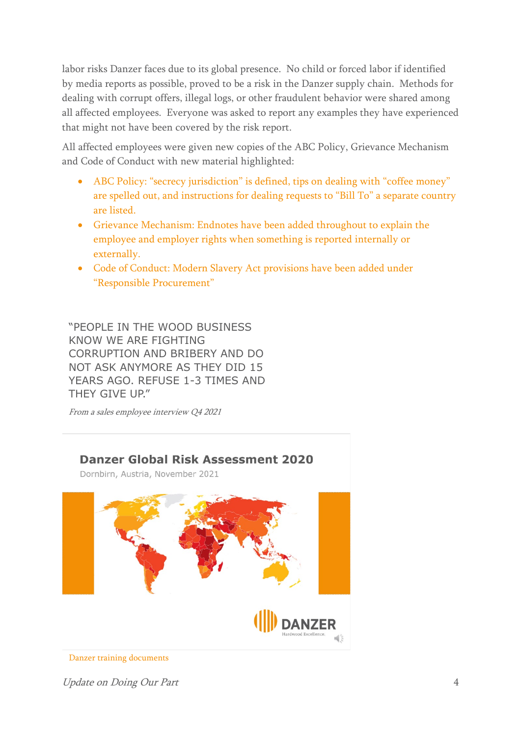labor risks Danzer faces due to its global presence. No child or forced labor if identified by media reports as possible, proved to be a risk in the Danzer supply chain. Methods for dealing with corrupt offers, illegal logs, or other fraudulent behavior were shared among all affected employees. Everyone was asked to report any examples they have experienced that might not have been covered by the risk report.

All affected employees were given new copies of the ABC Policy, Grievance Mechanism and Code of Conduct with new material highlighted:

- ABC Policy: "secrecy jurisdiction" is defined, tips on dealing with "coffee money" are spelled out, and instructions for dealing requests to "Bill To" a separate country are listed.
- Grievance Mechanism: Endnotes have been added throughout to explain the employee and employer rights when something is reported internally or externally.
- Code of Conduct: Modern Slavery Act provisions have been added under "Responsible Procurement"

"PEOPLE IN THE WOOD BUSINESS KNOW WE ARE FIGHTING CORRUPTION AND BRIBERY AND DO NOT ASK ANYMORE AS THEY DID 15 YEARS AGO. REFUSE 1-3 TIMES AND THEY GIVE UP."

*From a sales employee interview Q4 2021*

**Danzer Global Risk Assessment 2020**

Dornbirn, Austria, November 2021

DANZER

Hardwood Excellence.

Danzer training documents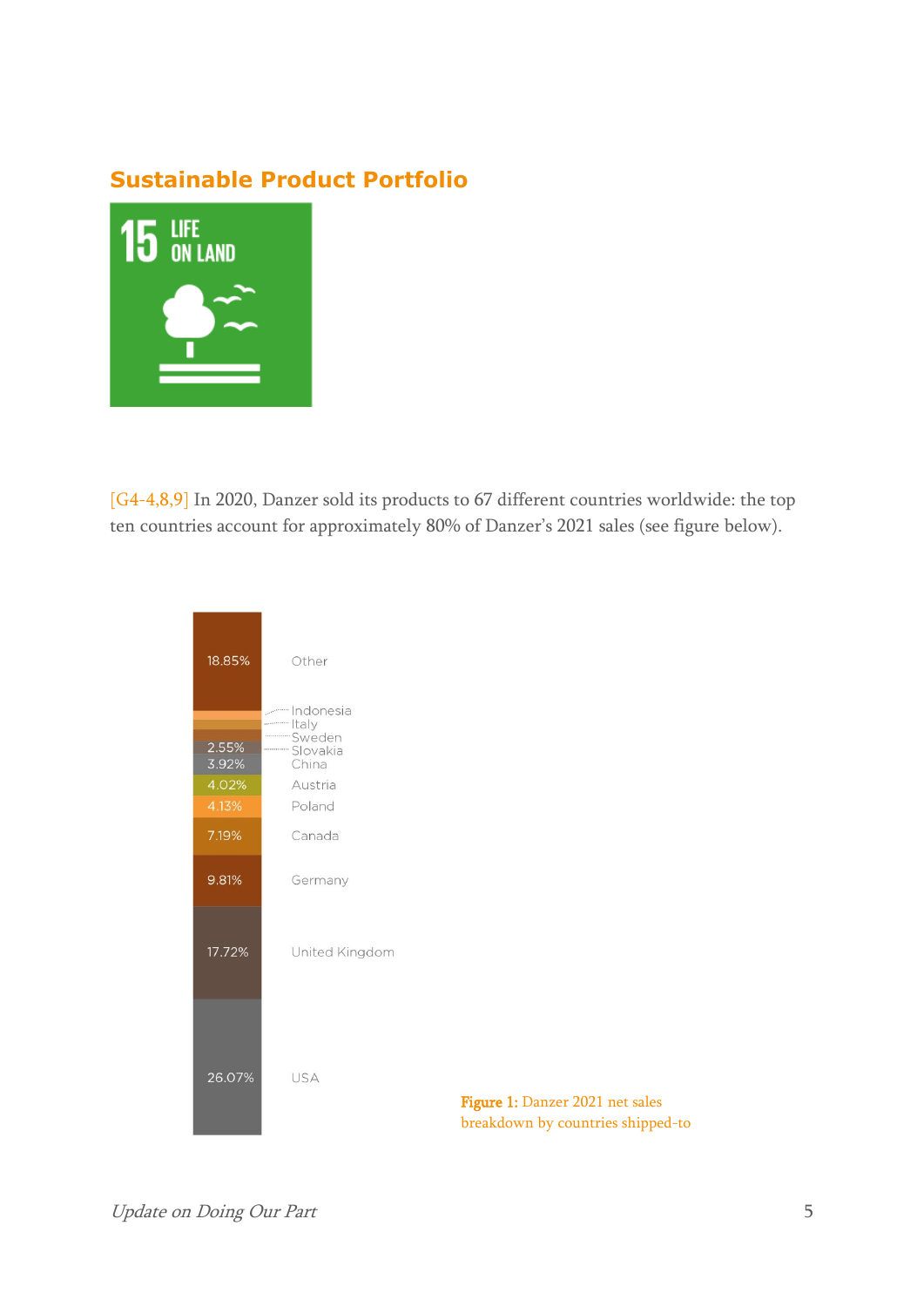## Sustainable Product Portfolio

15 LIFE ON LAND

[G4-4,8,9] In 2020, Danzer sold its products to 67 different countries worldwide: the top ten countries account for approximately 80% of Danzer's 2021 sales (see figure below).

18.85% Other
Indonesia
Italy
Sweden
2.55% Slovakia
3.92% China
4.02% Austria
4.13% Poland
7.19% Canada
9.81% Germany
17.72% United Kingdom
26.07% USA

**Figure 1:** Danzer 2021 net sales breakdown by countries shipped-to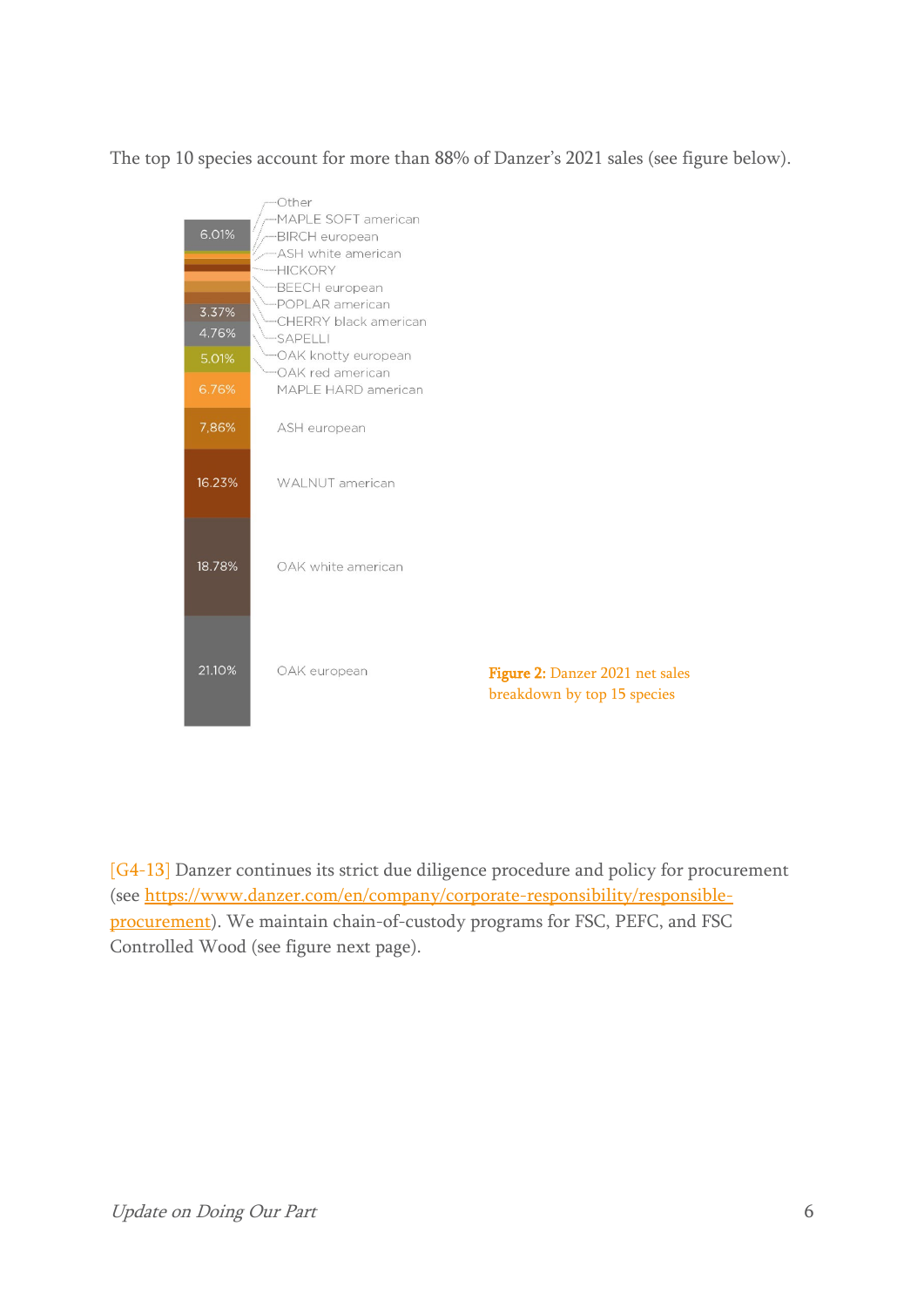The top 10 species account for more than 88% of Danzer's 2021 sales (see figure below).

Other
MAPLE SOFT american
BIRCH european
ASH white american
HICKORY
BEECH european
POPLAR american
CHERRY black american
SAPELLI
OAK knotty european
OAK red american
MAPLE HARD american
ASH european
WALNUT american
OAK white american
OAK european

6.01%
3.37%
4.76%
5.01%
6.76%
7,86%
16.23%
18.78%
21.10%

**Figure 2:** Danzer 2021 net sales breakdown by top 15 species

[G4-13] Danzer continues its strict due diligence procedure and policy for procurement (see https://www.danzer.com/en/company/corporate-responsibility/responsible-procurement). We maintain chain-of-custody programs for FSC, PEFC, and FSC Controlled Wood (see figure next page).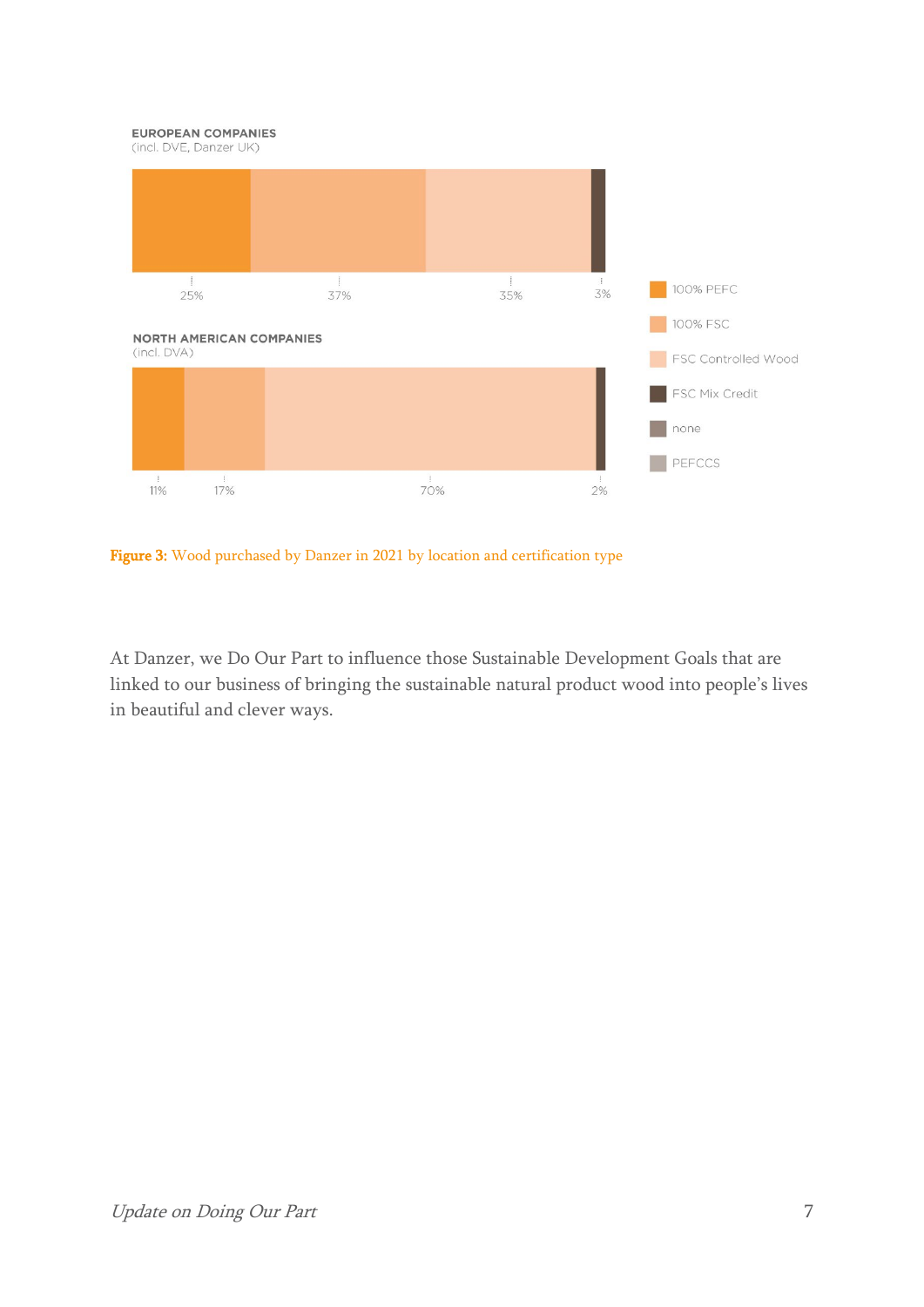EUROPEAN COMPANIES
(incl. DVE, Danzer UK)

25%
37%
35%
3%

NORTH AMERICAN COMPANIES
(incl. DVA)

11%
17%
70%
2%

100% PEFC
100% FSC
FSC Controlled Wood
FSC Mix Credit
none
PEFCCS

**Figure 3:** Wood purchased by Danzer in 2021 by location and certification type

At Danzer, we Do Our Part to influence those Sustainable Development Goals that are linked to our business of bringing the sustainable natural product wood into people's lives in beautiful and clever ways.